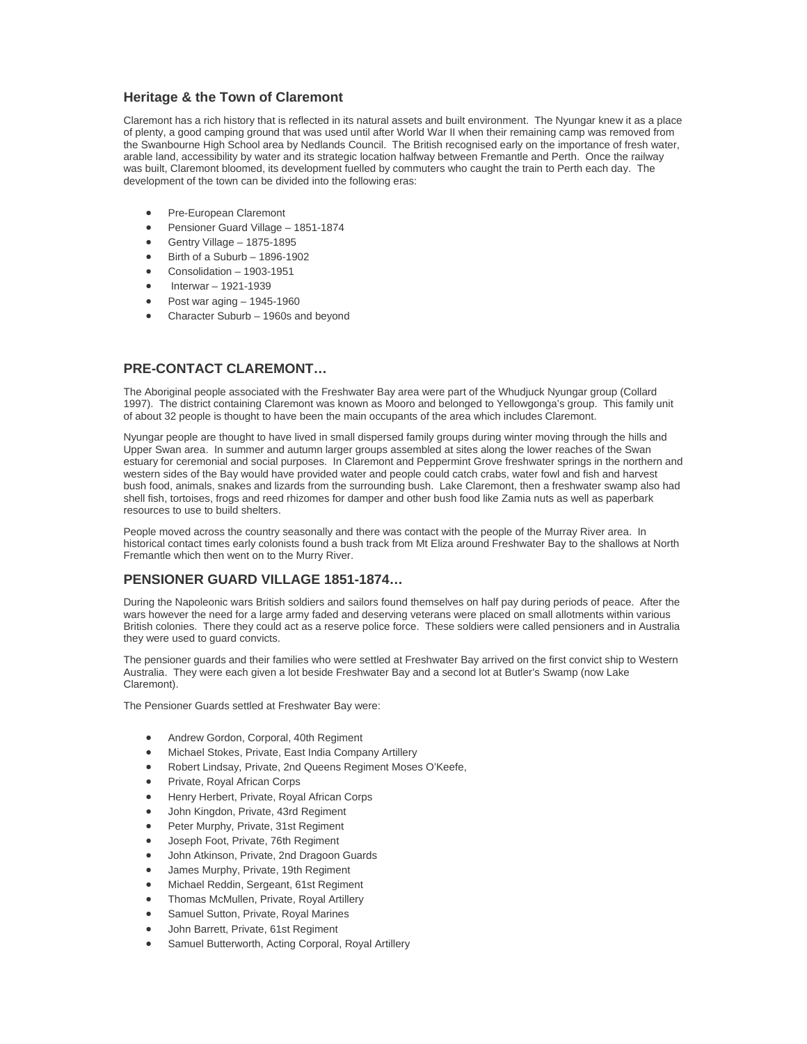## Heritage & the Town of Claremont

Claremont has a rich history that is reflected in its natural assets and built environment. The Nyungar knew it as a place of plenty, a good camping ground that was used until after World War II when their remaining camp was removed from the Swanbourne High School area by Nedlands Council. The British recognised early on the importance of fresh water, arable land, accessibility by water and its strategic location halfway between Fremantle and Perth. Once the railway was built, Claremont bloomed, its development fuelled by commuters who caught the train to Perth each day. The development of the town can be divided into the following eras:

- Pre-European Claremont
- Pensioner Guard Village – 1851-1874
- Gentry Village – 1875-1895
- Birth of a Suburb – 1896-1902
- Consolidation – 1903-1951
- Interwar – 1921-1939
- Post war aging – 1945-1960
- Character Suburb – 1960s and beyond

## PRE-CONTACT CLAREMONT…

The Aboriginal people associated with the Freshwater Bay area were part of the Whudjuck Nyungar group (Collard 1997). The district containing Claremont was known as Mooro and belonged to Yellowgonga's group. This family unit of about 32 people is thought to have been the main occupants of the area which includes Claremont.

Nyungar people are thought to have lived in small dispersed family groups during winter moving through the hills and Upper Swan area. In summer and autumn larger groups assembled at sites along the lower reaches of the Swan estuary for ceremonial and social purposes. In Claremont and Peppermint Grove freshwater springs in the northern and western sides of the Bay would have provided water and people could catch crabs, water fowl and fish and harvest bush food, animals, snakes and lizards from the surrounding bush. Lake Claremont, then a freshwater swamp also had shell fish, tortoises, frogs and reed rhizomes for damper and other bush food like Zamia nuts as well as paperbark resources to use to build shelters.

People moved across the country seasonally and there was contact with the people of the Murray River area. In historical contact times early colonists found a bush track from Mt Eliza around Freshwater Bay to the shallows at North Fremantle which then went on to the Murry River.

## PENSIONER GUARD VILLAGE 1851-1874…

During the Napoleonic wars British soldiers and sailors found themselves on half pay during periods of peace. After the wars however the need for a large army faded and deserving veterans were placed on small allotments within various British colonies. There they could act as a reserve police force. These soldiers were called pensioners and in Australia they were used to guard convicts.

The pensioner guards and their families who were settled at Freshwater Bay arrived on the first convict ship to Western Australia. They were each given a lot beside Freshwater Bay and a second lot at Butler's Swamp (now Lake Claremont).

The Pensioner Guards settled at Freshwater Bay were:

- Andrew Gordon, Corporal, 40th Regiment
- Michael Stokes, Private, East India Company Artillery
- Robert Lindsay, Private, 2nd Queens Regiment Moses O'Keefe,
- Private, Royal African Corps
- Henry Herbert, Private, Royal African Corps
- John Kingdon, Private, 43rd Regiment
- Peter Murphy, Private, 31st Regiment
- Joseph Foot, Private, 76th Regiment
- John Atkinson, Private, 2nd Dragoon Guards
- James Murphy, Private, 19th Regiment
- Michael Reddin, Sergeant, 61st Regiment
- Thomas McMullen, Private, Royal Artillery
- Samuel Sutton, Private, Royal Marines
- John Barrett, Private, 61st Regiment
- Samuel Butterworth, Acting Corporal, Royal Artillery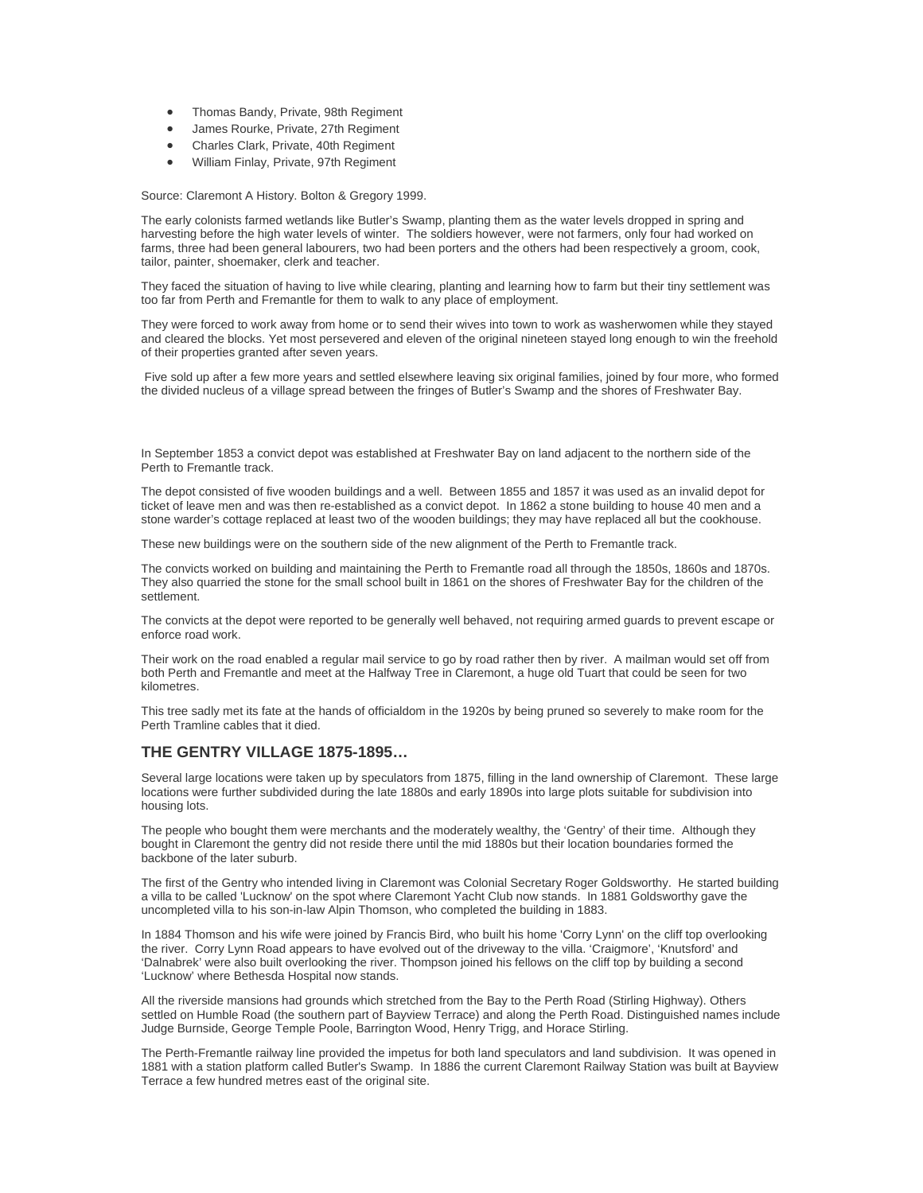- Thomas Bandy, Private, 98th Regiment
- James Rourke, Private, 27th Regiment
- Charles Clark, Private, 40th Regiment
- William Finlay, Private, 97th Regiment

Source: Claremont A History. Bolton & Gregory 1999.

The early colonists farmed wetlands like Butler's Swamp, planting them as the water levels dropped in spring and harvesting before the high water levels of winter. The soldiers however, were not farmers, only four had worked on farms, three had been general labourers, two had been porters and the others had been respectively a groom, cook, tailor, painter, shoemaker, clerk and teacher.

They faced the situation of having to live while clearing, planting and learning how to farm but their tiny settlement was too far from Perth and Fremantle for them to walk to any place of employment.

They were forced to work away from home or to send their wives into town to work as washerwomen while they stayed and cleared the blocks. Yet most persevered and eleven of the original nineteen stayed long enough to win the freehold of their properties granted after seven years.

Five sold up after a few more years and settled elsewhere leaving six original families, joined by four more, who formed the divided nucleus of a village spread between the fringes of Butler's Swamp and the shores of Freshwater Bay.

In September 1853 a convict depot was established at Freshwater Bay on land adjacent to the northern side of the Perth to Fremantle track.

The depot consisted of five wooden buildings and a well. Between 1855 and 1857 it was used as an invalid depot for ticket of leave men and was then re-established as a convict depot. In 1862 a stone building to house 40 men and a stone warder's cottage replaced at least two of the wooden buildings; they may have replaced all but the cookhouse.

These new buildings were on the southern side of the new alignment of the Perth to Fremantle track.

The convicts worked on building and maintaining the Perth to Fremantle road all through the 1850s, 1860s and 1870s. They also quarried the stone for the small school built in 1861 on the shores of Freshwater Bay for the children of the settlement.

The convicts at the depot were reported to be generally well behaved, not requiring armed guards to prevent escape or enforce road work.

Their work on the road enabled a regular mail service to go by road rather then by river. A mailman would set off from both Perth and Fremantle and meet at the Halfway Tree in Claremont, a huge old Tuart that could be seen for two kilometres.

This tree sadly met its fate at the hands of officialdom in the 1920s by being pruned so severely to make room for the Perth Tramline cables that it died.

### THE GENTRY VILLAGE 1875-1895…

Several large locations were taken up by speculators from 1875, filling in the land ownership of Claremont. These large locations were further subdivided during the late 1880s and early 1890s into large plots suitable for subdivision into housing lots.

The people who bought them were merchants and the moderately wealthy, the 'Gentry' of their time. Although they bought in Claremont the gentry did not reside there until the mid 1880s but their location boundaries formed the backbone of the later suburb.

The first of the Gentry who intended living in Claremont was Colonial Secretary Roger Goldsworthy. He started building a villa to be called 'Lucknow' on the spot where Claremont Yacht Club now stands. In 1881 Goldsworthy gave the uncompleted villa to his son-in-law Alpin Thomson, who completed the building in 1883.

In 1884 Thomson and his wife were joined by Francis Bird, who built his home 'Corry Lynn' on the cliff top overlooking the river. Corry Lynn Road appears to have evolved out of the driveway to the villa. 'Craigmore', 'Knutsford' and 'Dalnabrek' were also built overlooking the river. Thompson joined his fellows on the cliff top by building a second 'Lucknow' where Bethesda Hospital now stands.

All the riverside mansions had grounds which stretched from the Bay to the Perth Road (Stirling Highway). Others settled on Humble Road (the southern part of Bayview Terrace) and along the Perth Road. Distinguished names include Judge Burnside, George Temple Poole, Barrington Wood, Henry Trigg, and Horace Stirling.

The Perth-Fremantle railway line provided the impetus for both land speculators and land subdivision. It was opened in 1881 with a station platform called Butler's Swamp. In 1886 the current Claremont Railway Station was built at Bayview Terrace a few hundred metres east of the original site.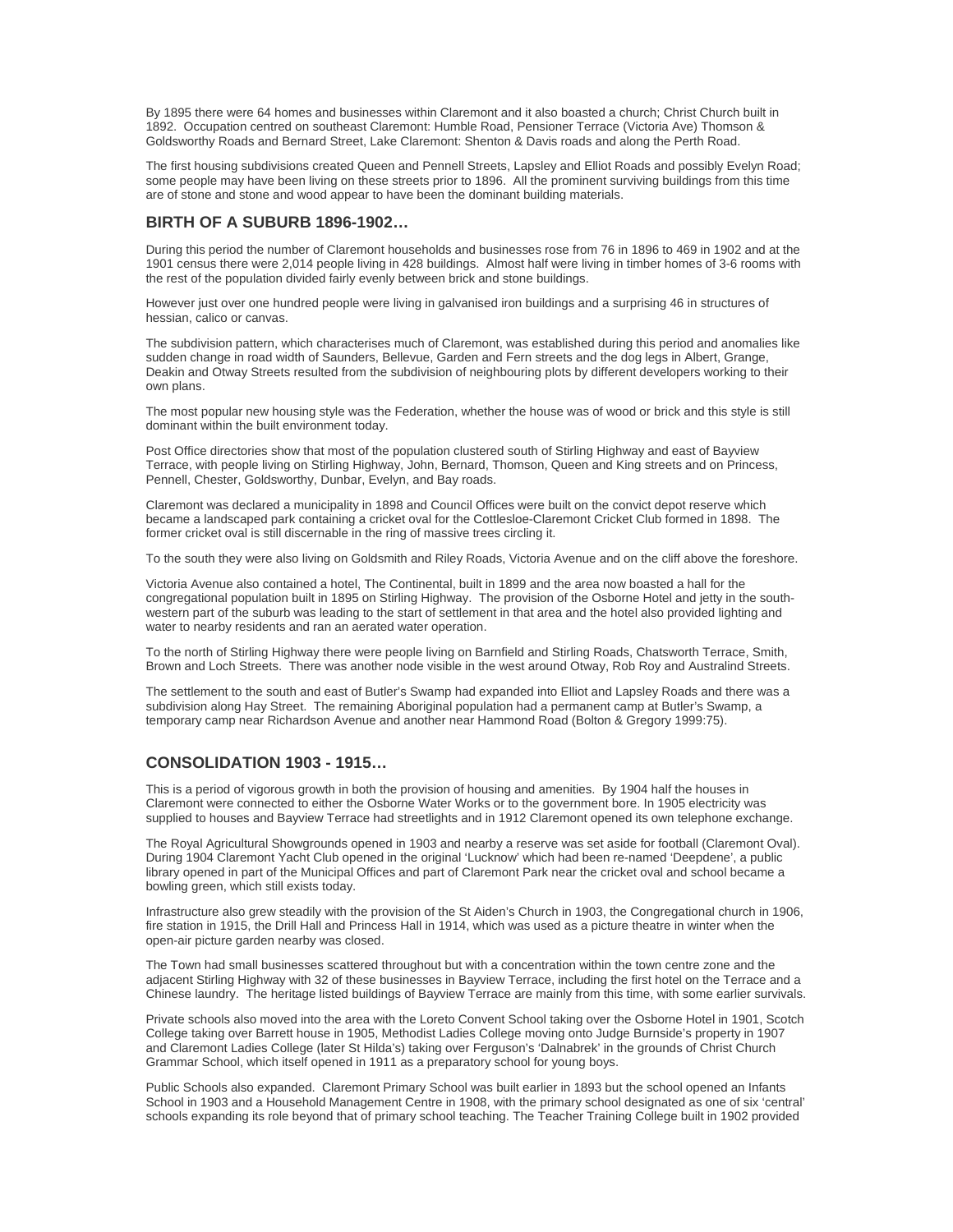By 1895 there were 64 homes and businesses within Claremont and it also boasted a church; Christ Church built in 1892. Occupation centred on southeast Claremont: Humble Road, Pensioner Terrace (Victoria Ave) Thomson & Goldsworthy Roads and Bernard Street, Lake Claremont: Shenton & Davis roads and along the Perth Road.

The first housing subdivisions created Queen and Pennell Streets, Lapsley and Elliot Roads and possibly Evelyn Road; some people may have been living on these streets prior to 1896. All the prominent surviving buildings from this time are of stone and stone and wood appear to have been the dominant building materials.

## BIRTH OF A SUBURB 1896-1902…

During this period the number of Claremont households and businesses rose from 76 in 1896 to 469 in 1902 and at the 1901 census there were 2,014 people living in 428 buildings. Almost half were living in timber homes of 3-6 rooms with the rest of the population divided fairly evenly between brick and stone buildings.

However just over one hundred people were living in galvanised iron buildings and a surprising 46 in structures of hessian, calico or canvas.

The subdivision pattern, which characterises much of Claremont, was established during this period and anomalies like sudden change in road width of Saunders, Bellevue, Garden and Fern streets and the dog legs in Albert, Grange, Deakin and Otway Streets resulted from the subdivision of neighbouring plots by different developers working to their own plans.

The most popular new housing style was the Federation, whether the house was of wood or brick and this style is still dominant within the built environment today.

Post Office directories show that most of the population clustered south of Stirling Highway and east of Bayview Terrace, with people living on Stirling Highway, John, Bernard, Thomson, Queen and King streets and on Princess, Pennell, Chester, Goldsworthy, Dunbar, Evelyn, and Bay roads.

Claremont was declared a municipality in 1898 and Council Offices were built on the convict depot reserve which became a landscaped park containing a cricket oval for the Cottlesloe-Claremont Cricket Club formed in 1898. The former cricket oval is still discernable in the ring of massive trees circling it.

To the south they were also living on Goldsmith and Riley Roads, Victoria Avenue and on the cliff above the foreshore.

Victoria Avenue also contained a hotel, The Continental, built in 1899 and the area now boasted a hall for the congregational population built in 1895 on Stirling Highway. The provision of the Osborne Hotel and jetty in the south-western part of the suburb was leading to the start of settlement in that area and the hotel also provided lighting and water to nearby residents and ran an aerated water operation.

To the north of Stirling Highway there were people living on Barnfield and Stirling Roads, Chatsworth Terrace, Smith, Brown and Loch Streets. There was another node visible in the west around Otway, Rob Roy and Australind Streets.

The settlement to the south and east of Butler's Swamp had expanded into Elliot and Lapsley Roads and there was a subdivision along Hay Street. The remaining Aboriginal population had a permanent camp at Butler's Swamp, a temporary camp near Richardson Avenue and another near Hammond Road (Bolton & Gregory 1999:75).

## CONSOLIDATION 1903 - 1915…

This is a period of vigorous growth in both the provision of housing and amenities. By 1904 half the houses in Claremont were connected to either the Osborne Water Works or to the government bore. In 1905 electricity was supplied to houses and Bayview Terrace had streetlights and in 1912 Claremont opened its own telephone exchange.

The Royal Agricultural Showgrounds opened in 1903 and nearby a reserve was set aside for football (Claremont Oval). During 1904 Claremont Yacht Club opened in the original 'Lucknow' which had been re-named 'Deepdene', a public library opened in part of the Municipal Offices and part of Claremont Park near the cricket oval and school became a bowling green, which still exists today.

Infrastructure also grew steadily with the provision of the St Aiden's Church in 1903, the Congregational church in 1906, fire station in 1915, the Drill Hall and Princess Hall in 1914, which was used as a picture theatre in winter when the open-air picture garden nearby was closed.

The Town had small businesses scattered throughout but with a concentration within the town centre zone and the adjacent Stirling Highway with 32 of these businesses in Bayview Terrace, including the first hotel on the Terrace and a Chinese laundry. The heritage listed buildings of Bayview Terrace are mainly from this time, with some earlier survivals.

Private schools also moved into the area with the Loreto Convent School taking over the Osborne Hotel in 1901, Scotch College taking over Barrett house in 1905, Methodist Ladies College moving onto Judge Burnside's property in 1907 and Claremont Ladies College (later St Hilda's) taking over Ferguson's 'Dalnabrek' in the grounds of Christ Church Grammar School, which itself opened in 1911 as a preparatory school for young boys.

Public Schools also expanded. Claremont Primary School was built earlier in 1893 but the school opened an Infants School in 1903 and a Household Management Centre in 1908, with the primary school designated as one of six 'central' schools expanding its role beyond that of primary school teaching. The Teacher Training College built in 1902 provided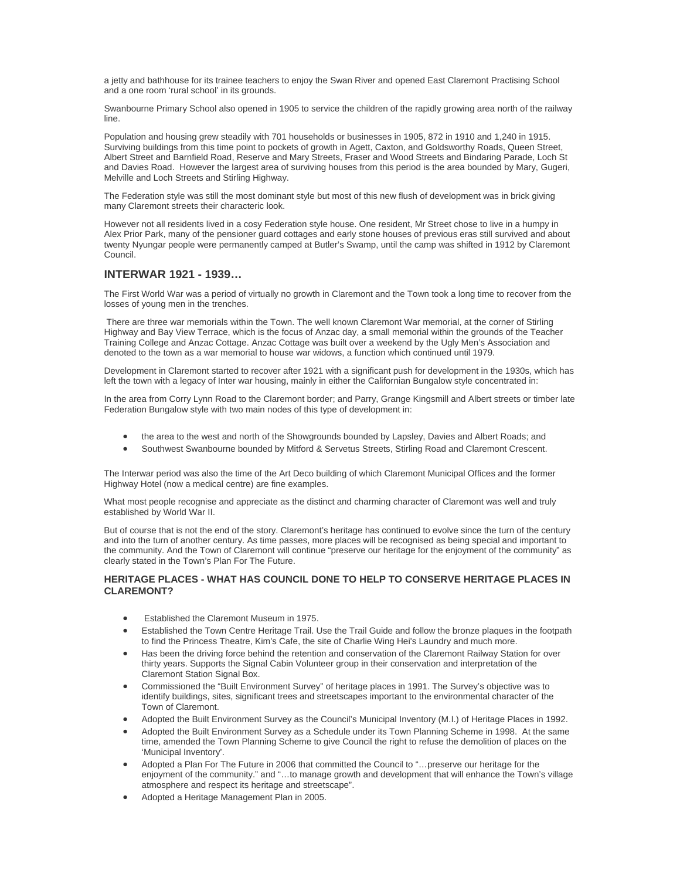a jetty and bathhouse for its trainee teachers to enjoy the Swan River and opened East Claremont Practising School and a one room 'rural school' in its grounds.

Swanbourne Primary School also opened in 1905 to service the children of the rapidly growing area north of the railway line.

Population and housing grew steadily with 701 households or businesses in 1905, 872 in 1910 and 1,240 in 1915. Surviving buildings from this time point to pockets of growth in Agett, Caxton, and Goldsworthy Roads, Queen Street, Albert Street and Barnfield Road, Reserve and Mary Streets, Fraser and Wood Streets and Bindaring Parade, Loch St and Davies Road. However the largest area of surviving houses from this period is the area bounded by Mary, Gugeri, Melville and Loch Streets and Stirling Highway.

The Federation style was still the most dominant style but most of this new flush of development was in brick giving many Claremont streets their characteric look.

However not all residents lived in a cosy Federation style house. One resident, Mr Street chose to live in a humpy in Alex Prior Park, many of the pensioner guard cottages and early stone houses of previous eras still survived and about twenty Nyungar people were permanently camped at Butler's Swamp, until the camp was shifted in 1912 by Claremont Council.

## INTERWAR 1921 - 1939…

The First World War was a period of virtually no growth in Claremont and the Town took a long time to recover from the losses of young men in the trenches.

There are three war memorials within the Town. The well known Claremont War memorial, at the corner of Stirling Highway and Bay View Terrace, which is the focus of Anzac day, a small memorial within the grounds of the Teacher Training College and Anzac Cottage. Anzac Cottage was built over a weekend by the Ugly Men's Association and denoted to the town as a war memorial to house war widows, a function which continued until 1979.

Development in Claremont started to recover after 1921 with a significant push for development in the 1930s, which has left the town with a legacy of Inter war housing, mainly in either the Californian Bungalow style concentrated in:

In the area from Corry Lynn Road to the Claremont border; and Parry, Grange Kingsmill and Albert streets or timber late Federation Bungalow style with two main nodes of this type of development in:

- the area to the west and north of the Showgrounds bounded by Lapsley, Davies and Albert Roads; and
- Southwest Swanbourne bounded by Mitford & Servetus Streets, Stirling Road and Claremont Crescent.

The Interwar period was also the time of the Art Deco building of which Claremont Municipal Offices and the former Highway Hotel (now a medical centre) are fine examples.

What most people recognise and appreciate as the distinct and charming character of Claremont was well and truly established by World War II.

But of course that is not the end of the story. Claremont's heritage has continued to evolve since the turn of the century and into the turn of another century. As time passes, more places will be recognised as being special and important to the community. And the Town of Claremont will continue "preserve our heritage for the enjoyment of the community" as clearly stated in the Town's Plan For The Future.

### HERITAGE PLACES - WHAT HAS COUNCIL DONE TO HELP TO CONSERVE HERITAGE PLACES IN CLAREMONT?

- Established the Claremont Museum in 1975.
- Established the Town Centre Heritage Trail. Use the Trail Guide and follow the bronze plaques in the footpath to find the Princess Theatre, Kim's Cafe, the site of Charlie Wing Hei's Laundry and much more.
- Has been the driving force behind the retention and conservation of the Claremont Railway Station for over thirty years. Supports the Signal Cabin Volunteer group in their conservation and interpretation of the Claremont Station Signal Box.
- Commissioned the "Built Environment Survey" of heritage places in 1991. The Survey's objective was to identify buildings, sites, significant trees and streetscapes important to the environmental character of the Town of Claremont.
- Adopted the Built Environment Survey as the Council's Municipal Inventory (M.I.) of Heritage Places in 1992.
- Adopted the Built Environment Survey as a Schedule under its Town Planning Scheme in 1998. At the same time, amended the Town Planning Scheme to give Council the right to refuse the demolition of places on the 'Municipal Inventory'.
- Adopted a Plan For The Future in 2006 that committed the Council to "…preserve our heritage for the enjoyment of the community." and "…to manage growth and development that will enhance the Town's village atmosphere and respect its heritage and streetscape".
- Adopted a Heritage Management Plan in 2005.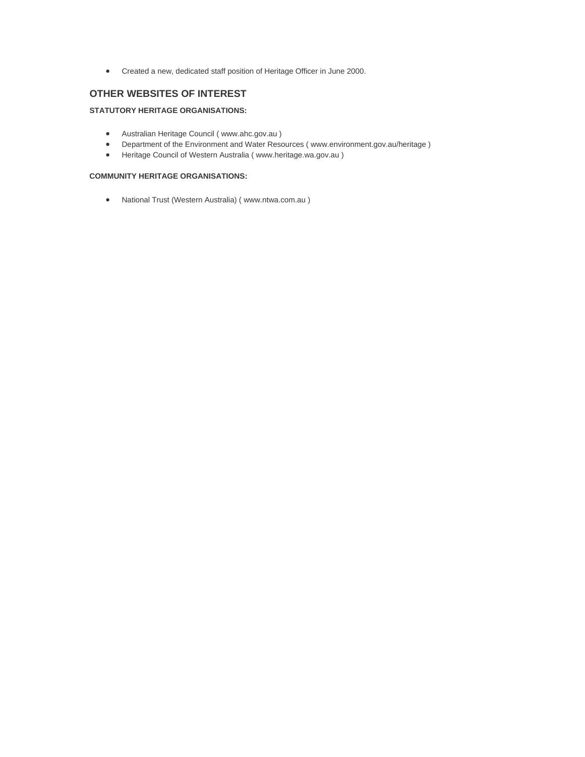- Created a new, dedicated staff position of Heritage Officer in June 2000.

## OTHER WEBSITES OF INTEREST

#### STATUTORY HERITAGE ORGANISATIONS:

- Australian Heritage Council ( www.ahc.gov.au )
- Department of the Environment and Water Resources ( www.environment.gov.au/heritage )
- Heritage Council of Western Australia ( www.heritage.wa.gov.au )

#### COMMUNITY HERITAGE ORGANISATIONS:

- National Trust (Western Australia) ( www.ntwa.com.au )